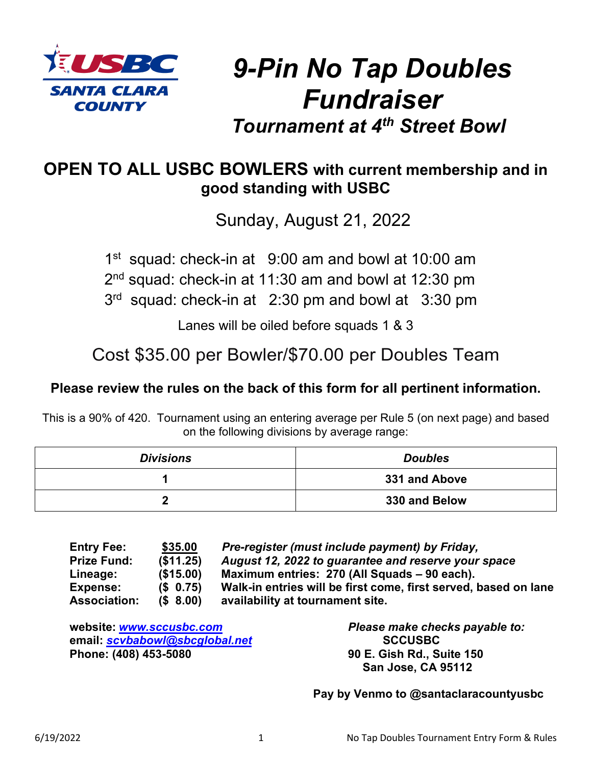USBC SANTA CLARA COUNTY

# 9-Pin No Tap Doubles Fundraiser

## *Tournament at 4th Street Bowl*

## OPEN TO ALL USBC BOWLERS with current membership and in good standing with USBC

Sunday, August 21, 2022

1st squad: check-in at 9:00 am and bowl at 10:00 am
2nd squad: check-in at 11:30 am and bowl at 12:30 pm
3rd squad: check-in at 2:30 pm and bowl at 3:30 pm

Lanes will be oiled before squads 1 & 3

Cost $35.00 per Bowler/$70.00 per Doubles Team

**Please review the rules on the back of this form for all pertinent information.**

This is a 90% of 420. Tournament using an entering average per Rule 5 (on next page) and based on the following divisions by average range:

| *Divisions* | *Doubles* |
|---|---|
| **1** | **331 and Above** |
| **2** | **330 and Below** |

| | | |
|---|---|---|
| **Entry Fee:** | **$35.00** | ***Pre-register (must include payment) by Friday, August 12, 2022 to guarantee and reserve your space*** |
| **Prize Fund:** | **($11.25)** | |
| **Lineage:** | **($15.00)** | **Maximum entries: 270 (All Squads – 90 each).** |
| **Expense:** | **($ 0.75)** | **Walk-in entries will be first come, first served, based on lane availability at tournament site.** |
| **Association:** | **($ 8.00)** | |

**website: [www.sccusbc.com](www.sccusbc.com)**
**email: [scvbabowl@sbcglobal.net](mailto:scvbabowl@sbcglobal.net)**
**Phone: (408) 453-5080**

***Please make checks payable to:***
**SCCUSBC**
**90 E. Gish Rd., Suite 150**
**San Jose, CA 95112**

**Pay by Venmo to @santaclaracountyusbc**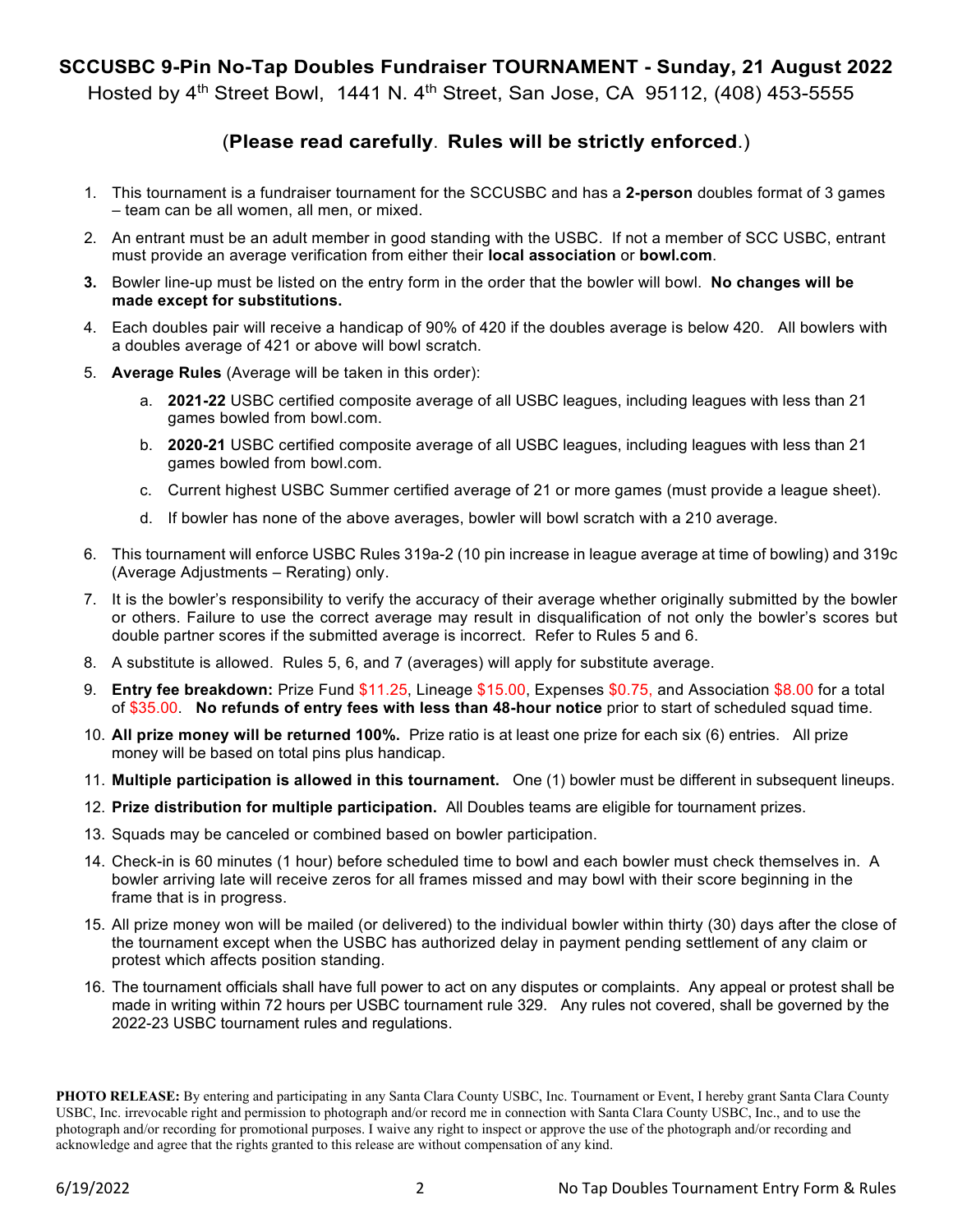# SCCUSBC 9-Pin No-Tap Doubles Fundraiser TOURNAMENT - Sunday, 21 August 2022

Hosted by 4th Street Bowl, 1441 N. 4th Street, San Jose, CA 95112, (408) 453-5555

## (**Please read carefully**. **Rules will be strictly enforced**.)

1. This tournament is a fundraiser tournament for the SCCUSBC and has a **2-person** doubles format of 3 games – team can be all women, all men, or mixed.
2. An entrant must be an adult member in good standing with the USBC. If not a member of SCC USBC, entrant must provide an average verification from either their **local association** or **bowl.com**.
3. Bowler line-up must be listed on the entry form in the order that the bowler will bowl. **No changes will be made except for substitutions.**
4. Each doubles pair will receive a handicap of 90% of 420 if the doubles average is below 420. All bowlers with a doubles average of 421 or above will bowl scratch.
5. **Average Rules** (Average will be taken in this order):
   a. **2021-22** USBC certified composite average of all USBC leagues, including leagues with less than 21 games bowled from bowl.com.
   b. **2020-21** USBC certified composite average of all USBC leagues, including leagues with less than 21 games bowled from bowl.com.
   c. Current highest USBC Summer certified average of 21 or more games (must provide a league sheet).
   d. If bowler has none of the above averages, bowler will bowl scratch with a 210 average.
6. This tournament will enforce USBC Rules 319a-2 (10 pin increase in league average at time of bowling) and 319c (Average Adjustments – Rerating) only.
7. It is the bowler's responsibility to verify the accuracy of their average whether originally submitted by the bowler or others. Failure to use the correct average may result in disqualification of not only the bowler's scores but double partner scores if the submitted average is incorrect. Refer to Rules 5 and 6.
8. A substitute is allowed. Rules 5, 6, and 7 (averages) will apply for substitute average.
9. **Entry fee breakdown:** Prize Fund $11.25, Lineage $15.00, Expenses $0.75, and Association $8.00 for a total of $35.00. **No refunds of entry fees with less than 48-hour notice** prior to start of scheduled squad time.
10. **All prize money will be returned 100%.** Prize ratio is at least one prize for each six (6) entries. All prize money will be based on total pins plus handicap.
11. **Multiple participation is allowed in this tournament.** One (1) bowler must be different in subsequent lineups.
12. **Prize distribution for multiple participation.** All Doubles teams are eligible for tournament prizes.
13. Squads may be canceled or combined based on bowler participation.
14. Check-in is 60 minutes (1 hour) before scheduled time to bowl and each bowler must check themselves in. A bowler arriving late will receive zeros for all frames missed and may bowl with their score beginning in the frame that is in progress.
15. All prize money won will be mailed (or delivered) to the individual bowler within thirty (30) days after the close of the tournament except when the USBC has authorized delay in payment pending settlement of any claim or protest which affects position standing.
16. The tournament officials shall have full power to act on any disputes or complaints. Any appeal or protest shall be made in writing within 72 hours per USBC tournament rule 329. Any rules not covered, shall be governed by the 2022-23 USBC tournament rules and regulations.

**PHOTO RELEASE:** By entering and participating in any Santa Clara County USBC, Inc. Tournament or Event, I hereby grant Santa Clara County USBC, Inc. irrevocable right and permission to photograph and/or record me in connection with Santa Clara County USBC, Inc., and to use the photograph and/or recording for promotional purposes. I waive any right to inspect or approve the use of the photograph and/or recording and acknowledge and agree that the rights granted to this release are without compensation of any kind.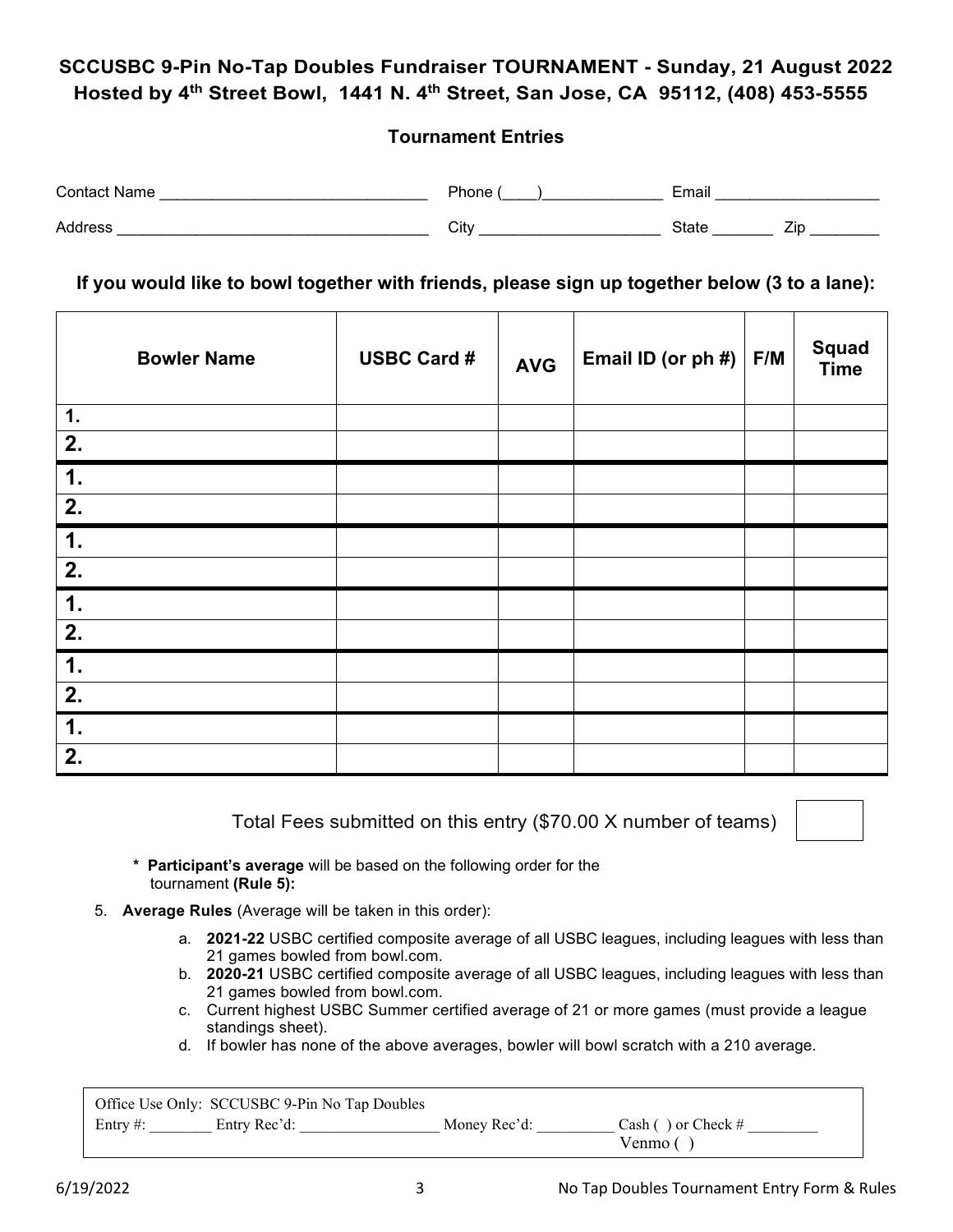**SCCUSBC 9-Pin No-Tap Doubles Fundraiser TOURNAMENT - Sunday, 21 August 2022**
**Hosted by 4th Street Bowl, 1441 N. 4th Street, San Jose, CA 95112, (408) 453-5555**

## Tournament Entries

Contact Name ______________________________ Phone (____)_____________ Email __________________

Address __________________________________ City ____________________ State _______ Zip ________

**If you would like to bowl together with friends, please sign up together below (3 to a lane):**

| Bowler Name | USBC Card # | AVG | Email ID (or ph #) | F/M | Squad Time |
|---|---|---|---|---|---|
| 1. | | | | | |
| 2. | | | | | |
| 1. | | | | | |
| 2. | | | | | |
| 1. | | | | | |
| 2. | | | | | |
| 1. | | | | | |
| 2. | | | | | |
| 1. | | | | | |
| 2. | | | | | |
| 1. | | | | | |
| 2. | | | | | |

Total Fees submitted on this entry ($70.00 X number of teams) [ ]

\* **Participant's average** will be based on the following order for the tournament **(Rule 5):**

5. **Average Rules** (Average will be taken in this order):
   a. **2021-22** USBC certified composite average of all USBC leagues, including leagues with less than 21 games bowled from bowl.com.
   b. **2020-21** USBC certified composite average of all USBC leagues, including leagues with less than 21 games bowled from bowl.com.
   c. Current highest USBC Summer certified average of 21 or more games (must provide a league standings sheet).
   d. If bowler has none of the above averages, bowler will bowl scratch with a 210 average.

Office Use Only: SCCUSBC 9-Pin No Tap Doubles
Entry #: ________ Entry Rec'd: _________________ Money Rec'd: _________ Cash ( ) or Check # _________
Venmo ( )